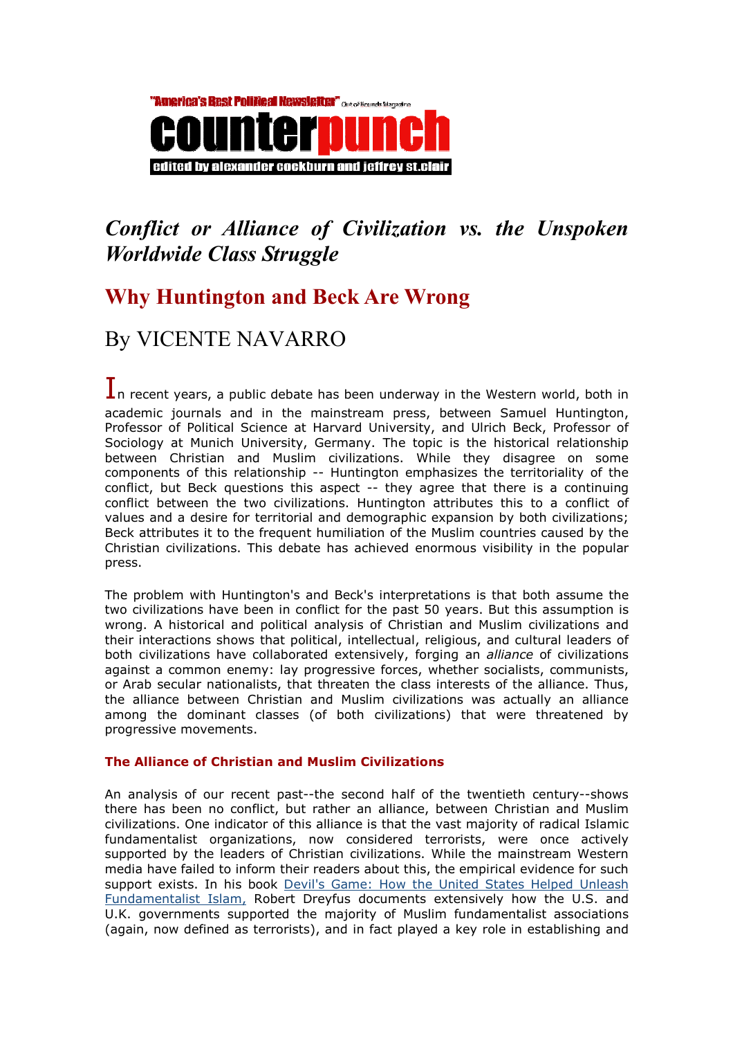"America's Best Political Newsletter" Out of Bounds Magazine

**counterpunch**

edited by alexander cockburn and jeffrey st.clair

# *Conflict or Alliance of Civilization vs. the Unspoken Worldwide Class Struggle*

## Why Huntington and Beck Are Wrong

By VICENTE NAVARRO

In recent years, a public debate has been underway in the Western world, both in academic journals and in the mainstream press, between Samuel Huntington, Professor of Political Science at Harvard University, and Ulrich Beck, Professor of Sociology at Munich University, Germany. The topic is the historical relationship between Christian and Muslim civilizations. While they disagree on some components of this relationship -- Huntington emphasizes the territoriality of the conflict, but Beck questions this aspect -- they agree that there is a continuing conflict between the two civilizations. Huntington attributes this to a conflict of values and a desire for territorial and demographic expansion by both civilizations; Beck attributes it to the frequent humiliation of the Muslim countries caused by the Christian civilizations. This debate has achieved enormous visibility in the popular press.

The problem with Huntington's and Beck's interpretations is that both assume the two civilizations have been in conflict for the past 50 years. But this assumption is wrong. A historical and political analysis of Christian and Muslim civilizations and their interactions shows that political, intellectual, religious, and cultural leaders of both civilizations have collaborated extensively, forging an *alliance* of civilizations against a common enemy: lay progressive forces, whether socialists, communists, or Arab secular nationalists, that threaten the class interests of the alliance. Thus, the alliance between Christian and Muslim civilizations was actually an alliance among the dominant classes (of both civilizations) that were threatened by progressive movements.

### The Alliance of Christian and Muslim Civilizations

An analysis of our recent past--the second half of the twentieth century--shows there has been no conflict, but rather an alliance, between Christian and Muslim civilizations. One indicator of this alliance is that the vast majority of radical Islamic fundamentalist organizations, now considered terrorists, were once actively supported by the leaders of Christian civilizations. While the mainstream Western media have failed to inform their readers about this, the empirical evidence for such support exists. In his book Devil's Game: How the United States Helped Unleash Fundamentalist Islam, Robert Dreyfus documents extensively how the U.S. and U.K. governments supported the majority of Muslim fundamentalist associations (again, now defined as terrorists), and in fact played a key role in establishing and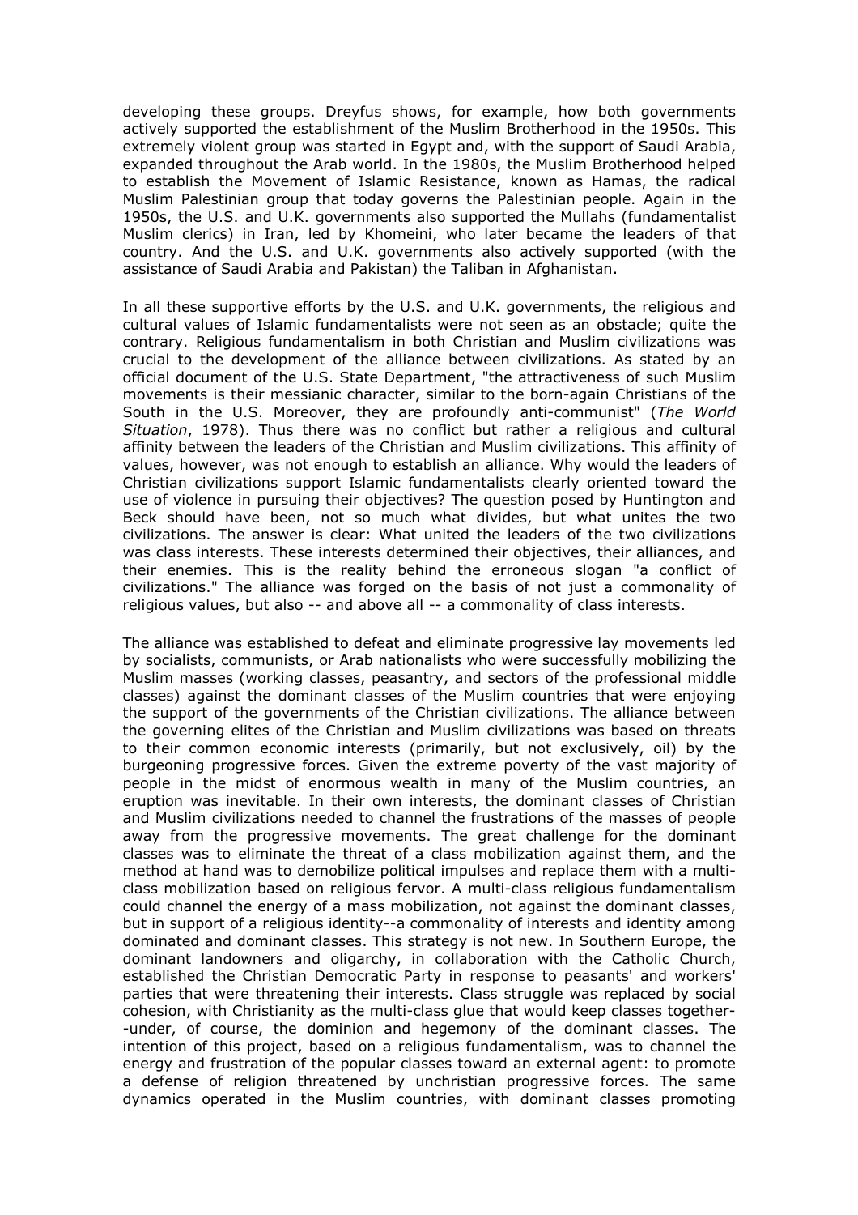developing these groups. Dreyfus shows, for example, how both governments actively supported the establishment of the Muslim Brotherhood in the 1950s. This extremely violent group was started in Egypt and, with the support of Saudi Arabia, expanded throughout the Arab world. In the 1980s, the Muslim Brotherhood helped to establish the Movement of Islamic Resistance, known as Hamas, the radical Muslim Palestinian group that today governs the Palestinian people. Again in the 1950s, the U.S. and U.K. governments also supported the Mullahs (fundamentalist Muslim clerics) in Iran, led by Khomeini, who later became the leaders of that country. And the U.S. and U.K. governments also actively supported (with the assistance of Saudi Arabia and Pakistan) the Taliban in Afghanistan.

In all these supportive efforts by the U.S. and U.K. governments, the religious and cultural values of Islamic fundamentalists were not seen as an obstacle; quite the contrary. Religious fundamentalism in both Christian and Muslim civilizations was crucial to the development of the alliance between civilizations. As stated by an official document of the U.S. State Department, "the attractiveness of such Muslim movements is their messianic character, similar to the born-again Christians of the South in the U.S. Moreover, they are profoundly anti-communist" (*The World Situation*, 1978). Thus there was no conflict but rather a religious and cultural affinity between the leaders of the Christian and Muslim civilizations. This affinity of values, however, was not enough to establish an alliance. Why would the leaders of Christian civilizations support Islamic fundamentalists clearly oriented toward the use of violence in pursuing their objectives? The question posed by Huntington and Beck should have been, not so much what divides, but what unites the two civilizations. The answer is clear: What united the leaders of the two civilizations was class interests. These interests determined their objectives, their alliances, and their enemies. This is the reality behind the erroneous slogan "a conflict of civilizations." The alliance was forged on the basis of not just a commonality of religious values, but also -- and above all -- a commonality of class interests.

The alliance was established to defeat and eliminate progressive lay movements led by socialists, communists, or Arab nationalists who were successfully mobilizing the Muslim masses (working classes, peasantry, and sectors of the professional middle classes) against the dominant classes of the Muslim countries that were enjoying the support of the governments of the Christian civilizations. The alliance between the governing elites of the Christian and Muslim civilizations was based on threats to their common economic interests (primarily, but not exclusively, oil) by the burgeoning progressive forces. Given the extreme poverty of the vast majority of people in the midst of enormous wealth in many of the Muslim countries, an eruption was inevitable. In their own interests, the dominant classes of Christian and Muslim civilizations needed to channel the frustrations of the masses of people away from the progressive movements. The great challenge for the dominant classes was to eliminate the threat of a class mobilization against them, and the method at hand was to demobilize political impulses and replace them with a multi-class mobilization based on religious fervor. A multi-class religious fundamentalism could channel the energy of a mass mobilization, not against the dominant classes, but in support of a religious identity--a commonality of interests and identity among dominated and dominant classes. This strategy is not new. In Southern Europe, the dominant landowners and oligarchy, in collaboration with the Catholic Church, established the Christian Democratic Party in response to peasants' and workers' parties that were threatening their interests. Class struggle was replaced by social cohesion, with Christianity as the multi-class glue that would keep classes together--under, of course, the dominion and hegemony of the dominant classes. The intention of this project, based on a religious fundamentalism, was to channel the energy and frustration of the popular classes toward an external agent: to promote a defense of religion threatened by unchristian progressive forces. The same dynamics operated in the Muslim countries, with dominant classes promoting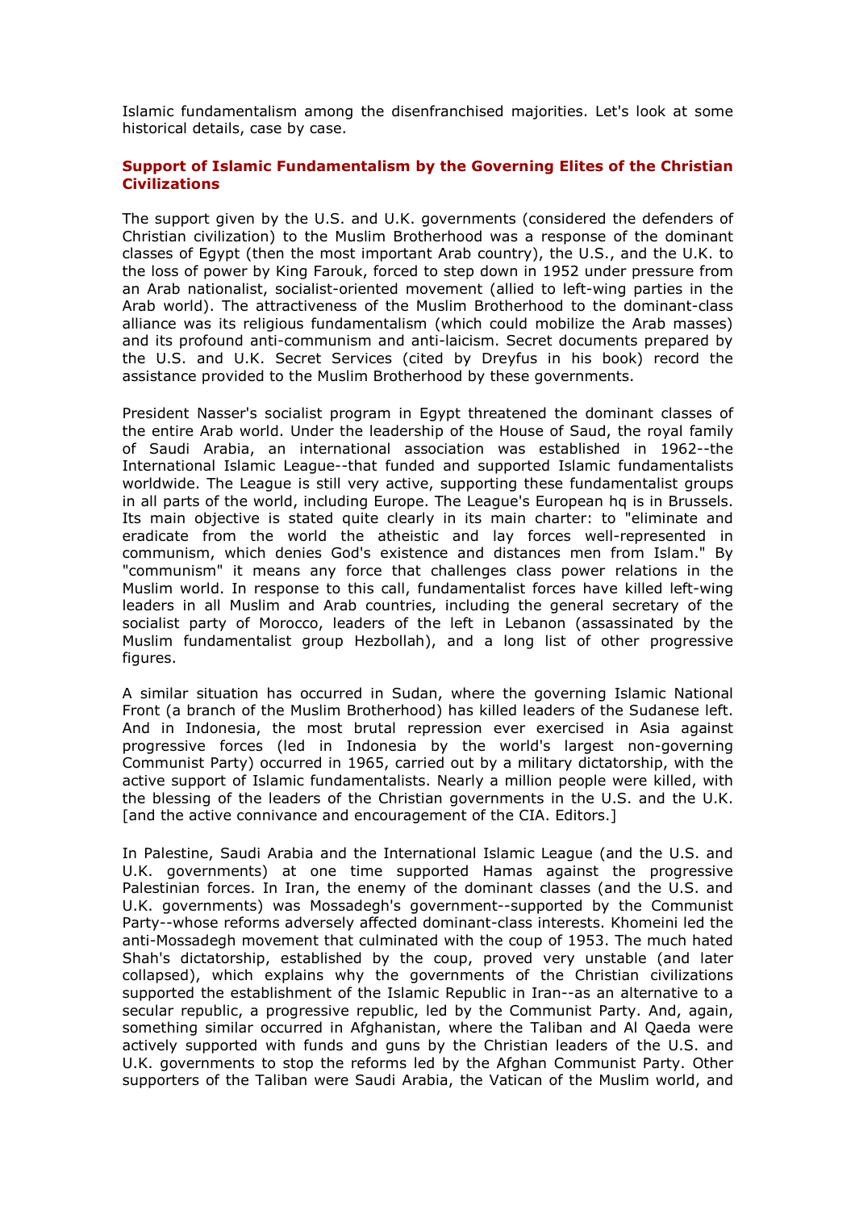Islamic fundamentalism among the disenfranchised majorities. Let's look at some historical details, case by case.

## Support of Islamic Fundamentalism by the Governing Elites of the Christian Civilizations

The support given by the U.S. and U.K. governments (considered the defenders of Christian civilization) to the Muslim Brotherhood was a response of the dominant classes of Egypt (then the most important Arab country), the U.S., and the U.K. to the loss of power by King Farouk, forced to step down in 1952 under pressure from an Arab nationalist, socialist-oriented movement (allied to left-wing parties in the Arab world). The attractiveness of the Muslim Brotherhood to the dominant-class alliance was its religious fundamentalism (which could mobilize the Arab masses) and its profound anti-communism and anti-laicism. Secret documents prepared by the U.S. and U.K. Secret Services (cited by Dreyfus in his book) record the assistance provided to the Muslim Brotherhood by these governments.

President Nasser's socialist program in Egypt threatened the dominant classes of the entire Arab world. Under the leadership of the House of Saud, the royal family of Saudi Arabia, an international association was established in 1962--the International Islamic League--that funded and supported Islamic fundamentalists worldwide. The League is still very active, supporting these fundamentalist groups in all parts of the world, including Europe. The League's European hq is in Brussels. Its main objective is stated quite clearly in its main charter: to "eliminate and eradicate from the world the atheistic and lay forces well-represented in communism, which denies God's existence and distances men from Islam." By "communism" it means any force that challenges class power relations in the Muslim world. In response to this call, fundamentalist forces have killed left-wing leaders in all Muslim and Arab countries, including the general secretary of the socialist party of Morocco, leaders of the left in Lebanon (assassinated by the Muslim fundamentalist group Hezbollah), and a long list of other progressive figures.

A similar situation has occurred in Sudan, where the governing Islamic National Front (a branch of the Muslim Brotherhood) has killed leaders of the Sudanese left. And in Indonesia, the most brutal repression ever exercised in Asia against progressive forces (led in Indonesia by the world's largest non-governing Communist Party) occurred in 1965, carried out by a military dictatorship, with the active support of Islamic fundamentalists. Nearly a million people were killed, with the blessing of the leaders of the Christian governments in the U.S. and the U.K. [and the active connivance and encouragement of the CIA. Editors.]

In Palestine, Saudi Arabia and the International Islamic League (and the U.S. and U.K. governments) at one time supported Hamas against the progressive Palestinian forces. In Iran, the enemy of the dominant classes (and the U.S. and U.K. governments) was Mossadegh's government--supported by the Communist Party--whose reforms adversely affected dominant-class interests. Khomeini led the anti-Mossadegh movement that culminated with the coup of 1953. The much hated Shah's dictatorship, established by the coup, proved very unstable (and later collapsed), which explains why the governments of the Christian civilizations supported the establishment of the Islamic Republic in Iran--as an alternative to a secular republic, a progressive republic, led by the Communist Party. And, again, something similar occurred in Afghanistan, where the Taliban and Al Qaeda were actively supported with funds and guns by the Christian leaders of the U.S. and U.K. governments to stop the reforms led by the Afghan Communist Party. Other supporters of the Taliban were Saudi Arabia, the Vatican of the Muslim world, and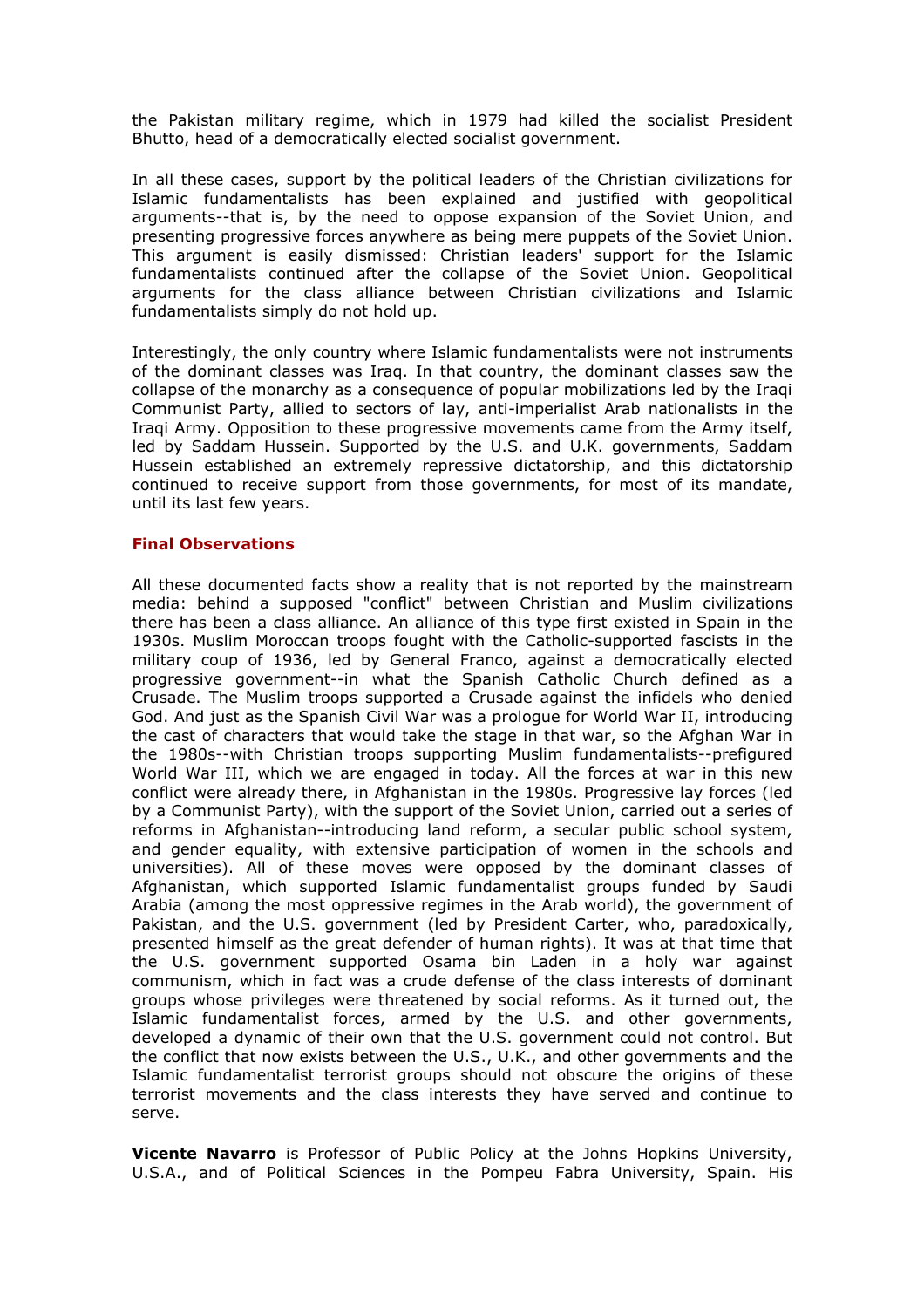the Pakistan military regime, which in 1979 had killed the socialist President Bhutto, head of a democratically elected socialist government.

In all these cases, support by the political leaders of the Christian civilizations for Islamic fundamentalists has been explained and justified with geopolitical arguments--that is, by the need to oppose expansion of the Soviet Union, and presenting progressive forces anywhere as being mere puppets of the Soviet Union. This argument is easily dismissed: Christian leaders' support for the Islamic fundamentalists continued after the collapse of the Soviet Union. Geopolitical arguments for the class alliance between Christian civilizations and Islamic fundamentalists simply do not hold up.

Interestingly, the only country where Islamic fundamentalists were not instruments of the dominant classes was Iraq. In that country, the dominant classes saw the collapse of the monarchy as a consequence of popular mobilizations led by the Iraqi Communist Party, allied to sectors of lay, anti-imperialist Arab nationalists in the Iraqi Army. Opposition to these progressive movements came from the Army itself, led by Saddam Hussein. Supported by the U.S. and U.K. governments, Saddam Hussein established an extremely repressive dictatorship, and this dictatorship continued to receive support from those governments, for most of its mandate, until its last few years.

## Final Observations

All these documented facts show a reality that is not reported by the mainstream media: behind a supposed "conflict" between Christian and Muslim civilizations there has been a class alliance. An alliance of this type first existed in Spain in the 1930s. Muslim Moroccan troops fought with the Catholic-supported fascists in the military coup of 1936, led by General Franco, against a democratically elected progressive government--in what the Spanish Catholic Church defined as a Crusade. The Muslim troops supported a Crusade against the infidels who denied God. And just as the Spanish Civil War was a prologue for World War II, introducing the cast of characters that would take the stage in that war, so the Afghan War in the 1980s--with Christian troops supporting Muslim fundamentalists--prefigured World War III, which we are engaged in today. All the forces at war in this new conflict were already there, in Afghanistan in the 1980s. Progressive lay forces (led by a Communist Party), with the support of the Soviet Union, carried out a series of reforms in Afghanistan--introducing land reform, a secular public school system, and gender equality, with extensive participation of women in the schools and universities). All of these moves were opposed by the dominant classes of Afghanistan, which supported Islamic fundamentalist groups funded by Saudi Arabia (among the most oppressive regimes in the Arab world), the government of Pakistan, and the U.S. government (led by President Carter, who, paradoxically, presented himself as the great defender of human rights). It was at that time that the U.S. government supported Osama bin Laden in a holy war against communism, which in fact was a crude defense of the class interests of dominant groups whose privileges were threatened by social reforms. As it turned out, the Islamic fundamentalist forces, armed by the U.S. and other governments, developed a dynamic of their own that the U.S. government could not control. But the conflict that now exists between the U.S., U.K., and other governments and the Islamic fundamentalist terrorist groups should not obscure the origins of these terrorist movements and the class interests they have served and continue to serve.

**Vicente Navarro** is Professor of Public Policy at the Johns Hopkins University, U.S.A., and of Political Sciences in the Pompeu Fabra University, Spain. His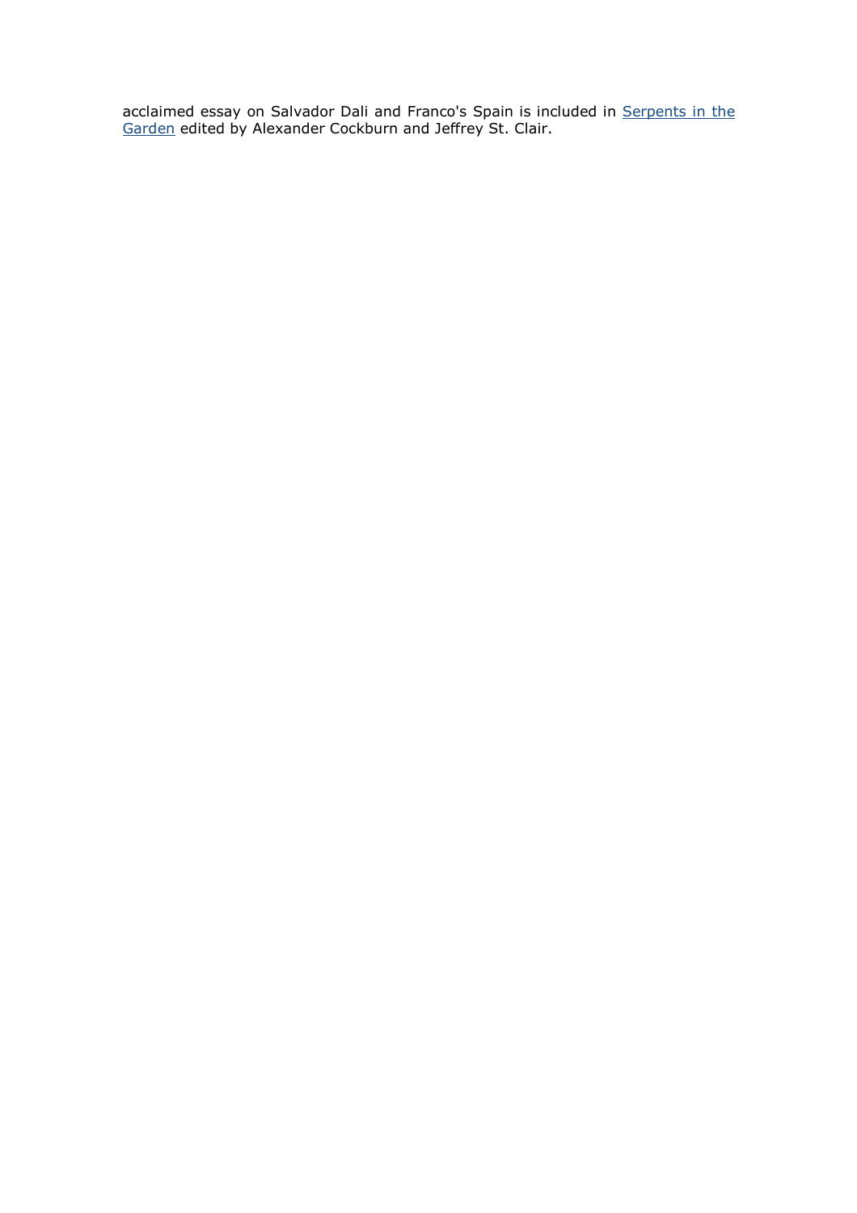acclaimed essay on Salvador Dali and Franco's Spain is included in Serpents in the Garden edited by Alexander Cockburn and Jeffrey St. Clair.